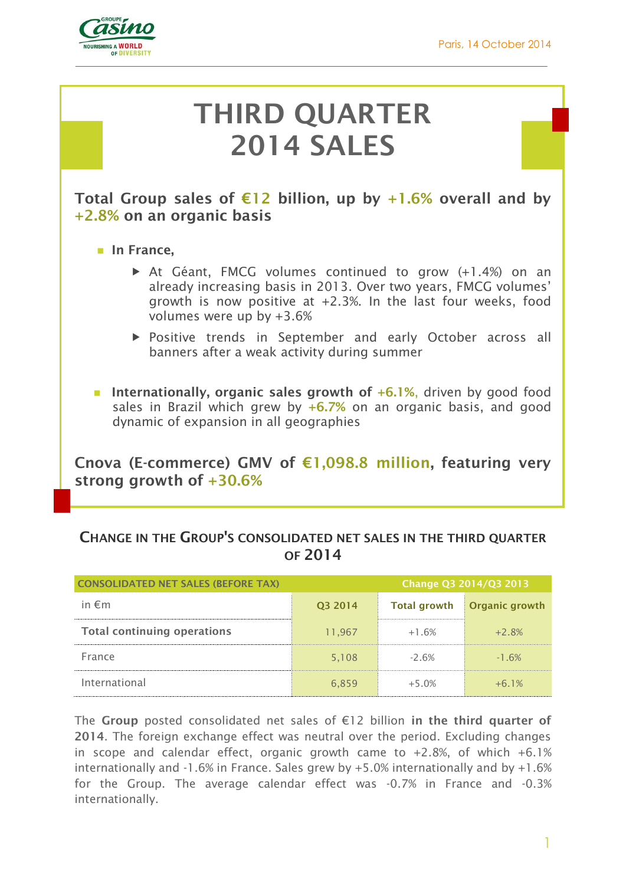Paris, 14 October 2014

# THIRD QUARTER 2014 SALES

## Total Group sales of €12 billion, up by +1.6% overall and by +2.8% on an organic basis

- **In France,**
  - At Géant, FMCG volumes continued to grow (+1.4%) on an already increasing basis in 2013. Over two years, FMCG volumes' growth is now positive at +2.3%. In the last four weeks, food volumes were up by +3.6%
  - Positive trends in September and early October across all banners after a weak activity during summer

- **Internationally, organic sales growth of +6.1%,** driven by good food sales in Brazil which grew by +6.7% on an organic basis, and good dynamic of expansion in all geographies

## Cnova (E-commerce) GMV of €1,098.8 million, featuring very strong growth of +30.6%

### CHANGE IN THE GROUP'S CONSOLIDATED NET SALES IN THE THIRD QUARTER OF 2014

| CONSOLIDATED NET SALES (BEFORE TAX) | | Change Q3 2014/Q3 2013 | |
|---|---|---|---|
| in €m | Q3 2014 | Total growth | Organic growth |
| **Total continuing operations** | 11,967 | +1.6% | +2.8% |
| France | 5,108 | -2.6% | -1.6% |
| International | 6,859 | +5.0% | +6.1% |

The **Group** posted consolidated net sales of €12 billion **in the third quarter of 2014**. The foreign exchange effect was neutral over the period. Excluding changes in scope and calendar effect, organic growth came to +2.8%, of which +6.1% internationally and -1.6% in France. Sales grew by +5.0% internationally and by +1.6% for the Group. The average calendar effect was -0.7% in France and -0.3% internationally.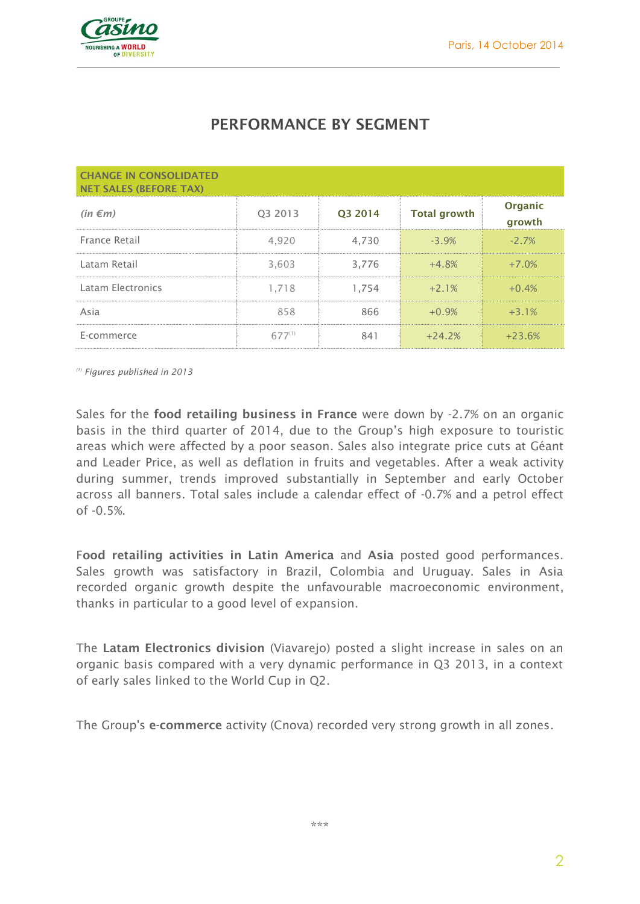## PERFORMANCE BY SEGMENT

| CHANGE IN CONSOLIDATED NET SALES (BEFORE TAX) | | | | |
|---|---|---|---|---|
| *(in €m)* | Q3 2013 | Q3 2014 | Total growth | Organic growth |
| France Retail | 4,920 | 4,730 | -3.9% | -2.7% |
| Latam Retail | 3,603 | 3,776 | +4.8% | +7.0% |
| Latam Electronics | 1,718 | 1,754 | +2.1% | +0.4% |
| Asia | 858 | 866 | +0.9% | +3.1% |
| E-commerce | 677[1] | 841 | +24.2% | +23.6% |

[1] *Figures published in 2013*

Sales for the **food retailing business in France** were down by -2.7% on an organic basis in the third quarter of 2014, due to the Group's high exposure to touristic areas which were affected by a poor season. Sales also integrate price cuts at Géant and Leader Price, as well as deflation in fruits and vegetables. After a weak activity during summer, trends improved substantially in September and early October across all banners. Total sales include a calendar effect of -0.7% and a petrol effect of -0.5%.

**Food retailing activities in Latin America** and **Asia** posted good performances. Sales growth was satisfactory in Brazil, Colombia and Uruguay. Sales in Asia recorded organic growth despite the unfavourable macroeconomic environment, thanks in particular to a good level of expansion.

The **Latam Electronics division** (Viavarejo) posted a slight increase in sales on an organic basis compared with a very dynamic performance in Q3 2013, in a context of early sales linked to the World Cup in Q2.

The Group's **e-commerce** activity (Cnova) recorded very strong growth in all zones.

\*\*\*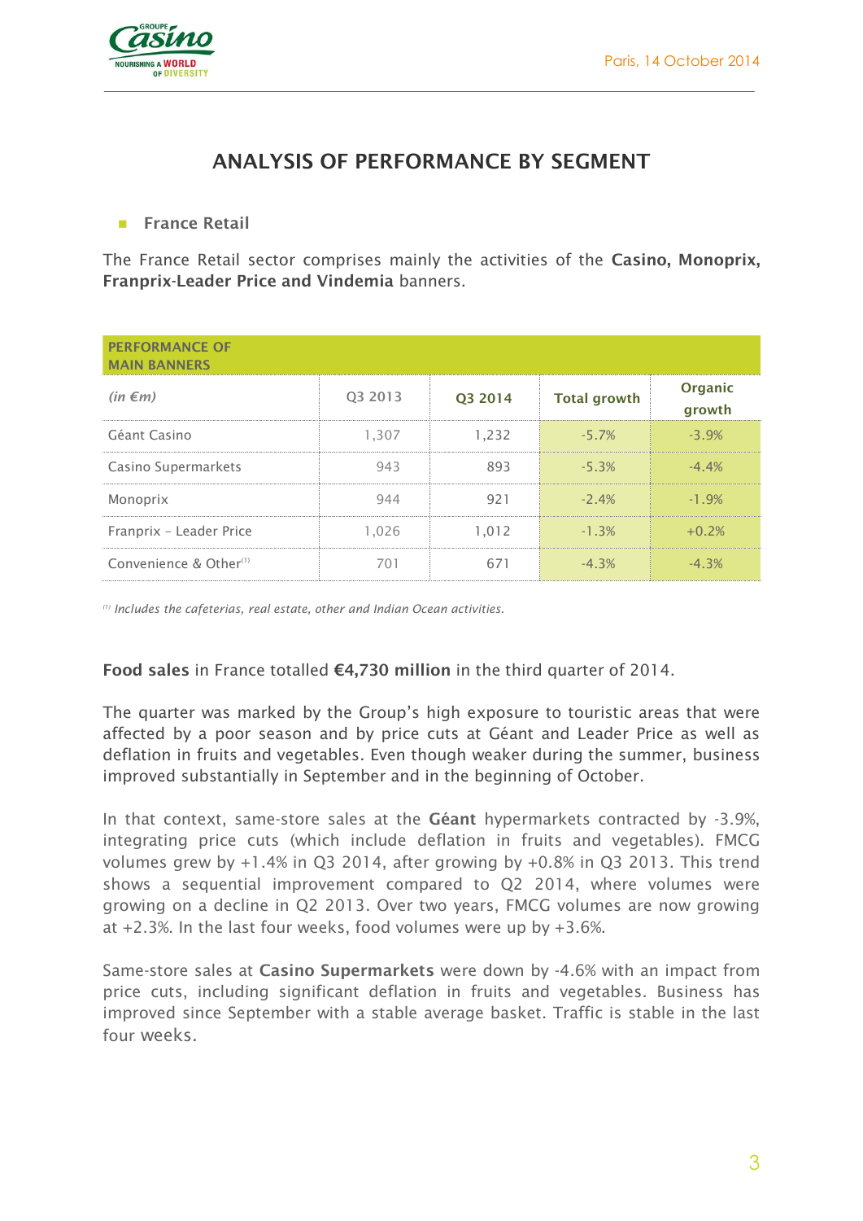## ANALYSIS OF PERFORMANCE BY SEGMENT

- **France Retail**

The France Retail sector comprises mainly the activities of the **Casino, Monoprix, Franprix-Leader Price and Vindemia** banners.

| PERFORMANCE OF MAIN BANNERS | | | | |
|---|---|---|---|---|
| *(in €m)* | Q3 2013 | Q3 2014 | Total growth | Organic growth |
| Géant Casino | 1,307 | 1,232 | -5.7% | -3.9% |
| Casino Supermarkets | 943 | 893 | -5.3% | -4.4% |
| Monoprix | 944 | 921 | -2.4% | -1.9% |
| Franprix – Leader Price | 1,026 | 1,012 | -1.3% | +0.2% |
| Convenience & Other[1] | 701 | 671 | -4.3% | -4.3% |

*[1] Includes the cafeterias, real estate, other and Indian Ocean activities.*

**Food sales** in France totalled **€4,730 million** in the third quarter of 2014.

The quarter was marked by the Group's high exposure to touristic areas that were affected by a poor season and by price cuts at Géant and Leader Price as well as deflation in fruits and vegetables. Even though weaker during the summer, business improved substantially in September and in the beginning of October.

In that context, same-store sales at the **Géant** hypermarkets contracted by -3.9%, integrating price cuts (which include deflation in fruits and vegetables). FMCG volumes grew by +1.4% in Q3 2014, after growing by +0.8% in Q3 2013. This trend shows a sequential improvement compared to Q2 2014, where volumes were growing on a decline in Q2 2013. Over two years, FMCG volumes are now growing at +2.3%. In the last four weeks, food volumes were up by +3.6%.

Same-store sales at **Casino Supermarkets** were down by -4.6% with an impact from price cuts, including significant deflation in fruits and vegetables. Business has improved since September with a stable average basket. Traffic is stable in the last four weeks.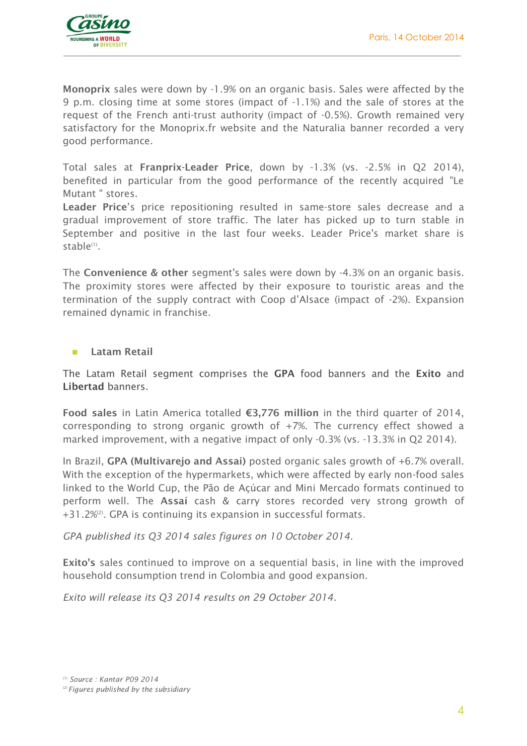**Monoprix** sales were down by -1.9% on an organic basis. Sales were affected by the 9 p.m. closing time at some stores (impact of -1.1%) and the sale of stores at the request of the French anti-trust authority (impact of -0.5%). Growth remained very satisfactory for the Monoprix.fr website and the Naturalia banner recorded a very good performance.

Total sales at **Franprix-Leader Price**, down by -1.3% (vs. -2.5% in Q2 2014), benefited in particular from the good performance of the recently acquired "Le Mutant " stores.
**Leader Price**'s price repositioning resulted in same-store sales decrease and a gradual improvement of store traffic. The later has picked up to turn stable in September and positive in the last four weeks. Leader Price's market share is stable[1].

The **Convenience & other** segment's sales were down by -4.3% on an organic basis. The proximity stores were affected by their exposure to touristic areas and the termination of the supply contract with Coop d'Alsace (impact of -2%). Expansion remained dynamic in franchise.

- **Latam Retail**

The Latam Retail segment comprises the **GPA** food banners and the **Exito** and **Libertad** banners.

**Food sales** in Latin America totalled **€3,776 million** in the third quarter of 2014, corresponding to strong organic growth of +7%. The currency effect showed a marked improvement, with a negative impact of only -0.3% (vs. -13.3% in Q2 2014).

In Brazil, **GPA (Multivarejo and Assai)** posted organic sales growth of +6.7% overall. With the exception of the hypermarkets, which were affected by early non-food sales linked to the World Cup, the Pão de Açúcar and Mini Mercado formats continued to perform well. The **Assaí** cash & carry stores recorded very strong growth of +31.2%[2]. GPA is continuing its expansion in successful formats.

*GPA published its Q3 2014 sales figures on 10 October 2014.*

**Exito's** sales continued to improve on a sequential basis, in line with the improved household consumption trend in Colombia and good expansion.

*Exito will release its Q3 2014 results on 29 October 2014.*

*[1] Source : Kantar P09 2014*
*[2] Figures published by the subsidiary*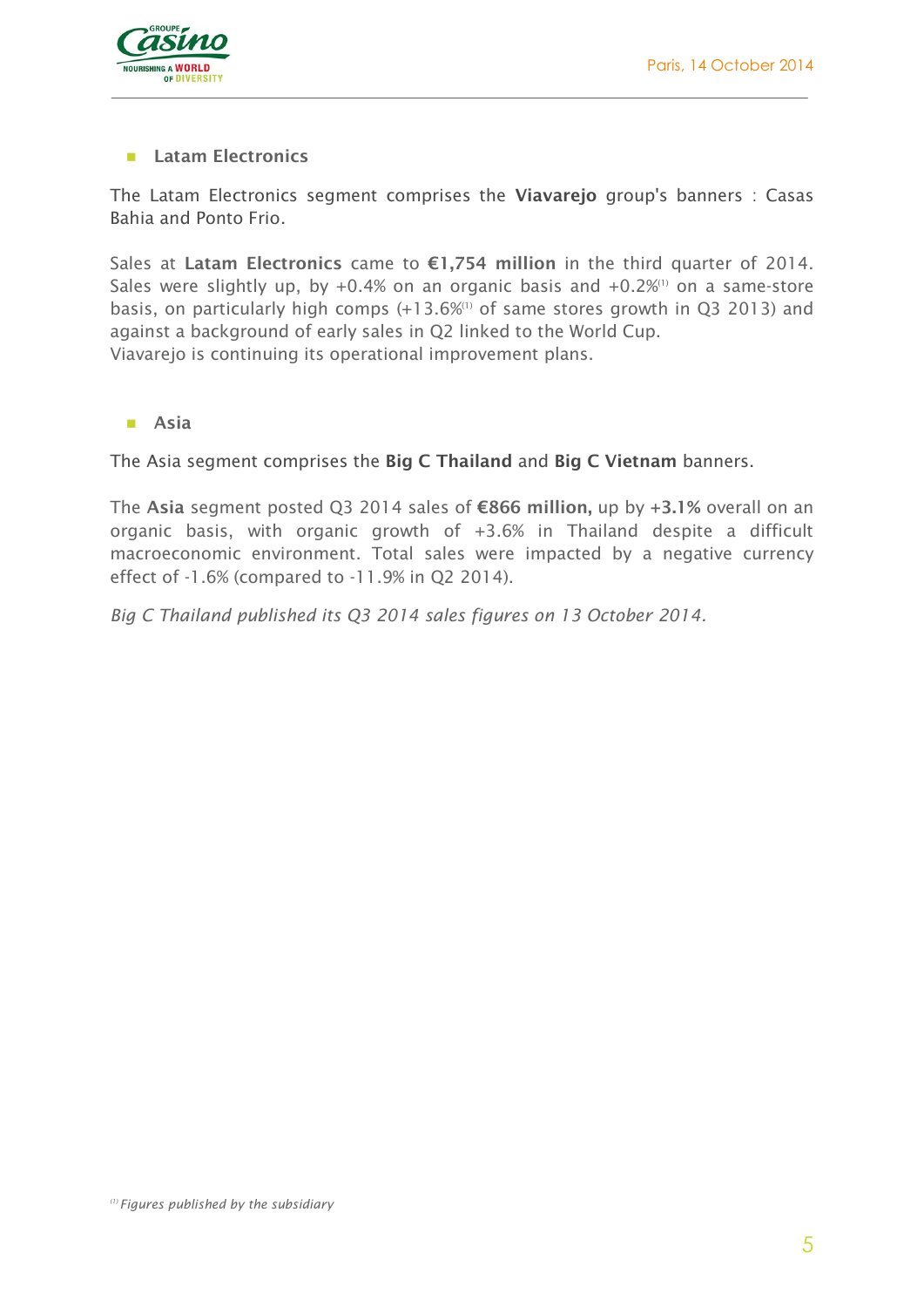- **Latam Electronics**

The Latam Electronics segment comprises the **Viavarejo** group's banners : Casas Bahia and Ponto Frio.

Sales at **Latam Electronics** came to **€1,754 million** in the third quarter of 2014. Sales were slightly up, by +0.4% on an organic basis and +0.2%[1] on a same-store basis, on particularly high comps (+13.6%[1] of same stores growth in Q3 2013) and against a background of early sales in Q2 linked to the World Cup.
Viavarejo is continuing its operational improvement plans.

- **Asia**

The Asia segment comprises the **Big C Thailand** and **Big C Vietnam** banners.

The **Asia** segment posted Q3 2014 sales of **€866 million,** up by **+3.1%** overall on an organic basis, with organic growth of +3.6% in Thailand despite a difficult macroeconomic environment. Total sales were impacted by a negative currency effect of -1.6% (compared to -11.9% in Q2 2014).

*Big C Thailand published its Q3 2014 sales figures on 13 October 2014.*

[1] *Figures published by the subsidiary*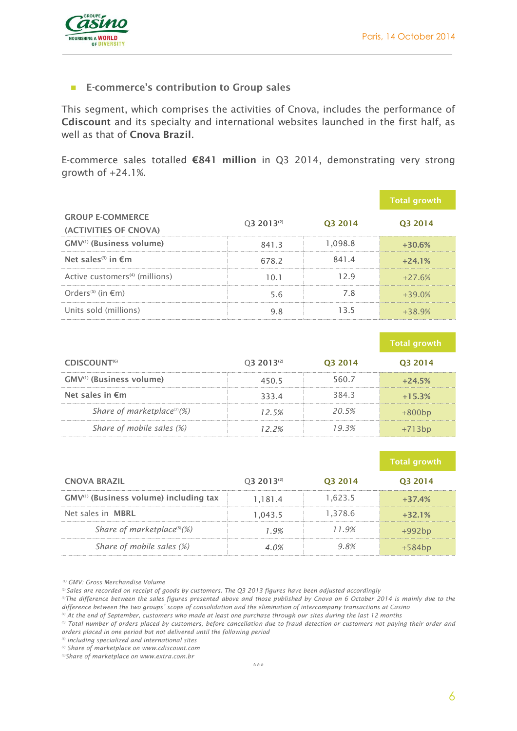- **E-commerce's contribution to Group sales**

This segment, which comprises the activities of Cnova, includes the performance of **Cdiscount** and its specialty and international websites launched in the first half, as well as that of **Cnova Brazil**.

E-commerce sales totalled **€841 million** in Q3 2014, demonstrating very strong growth of +24.1%.

| GROUP E-COMMERCE (ACTIVITIES OF CNOVA) | Q3 2013[2] | Q3 2014 | Total growth Q3 2014 |
|---|---|---|---|
| **GMV[1] (Business volume)** | 841.3 | 1,098.8 | **+30.6%** |
| **Net sales[3] in €m** | 678.2 | 841.4 | **+24.1%** |
| Active customers[4] (millions) | 10.1 | 12.9 | +27.6% |
| Orders[5] (in €m) | 5.6 | 7.8 | +39.0% |
| Units sold (millions) | 9.8 | 13.5 | +38.9% |

| CDISCOUNT[6] | Q3 2013[2] | Q3 2014 | Total growth Q3 2014 |
|---|---|---|---|
| **GMV[1] (Business volume)** | 450.5 | 560.7 | **+24.5%** |
| **Net sales in €m** | 333.4 | 384.3 | **+15.3%** |
| *Share of marketplace[7] (%)* | *12.5%* | *20.5%* | +800bp |
| *Share of mobile sales (%)* | *12.2%* | *19.3%* | +713bp |

| CNOVA BRAZIL | Q3 2013[2] | Q3 2014 | Total growth Q3 2014 |
|---|---|---|---|
| **GMV[1] (Business volume) including tax** | 1,181.4 | 1,623.5 | **+37.4%** |
| Net sales in **MBRL** | 1,043.5 | 1,378.6 | **+32.1%** |
| *Share of marketplace[8] (%)* | *1.9%* | *11.9%* | +992bp |
| *Share of mobile sales (%)* | *4.0%* | *9.8%* | +584bp |

*[1] GMV: Gross Merchandise Volume*
*[2] Sales are recorded on receipt of goods by customers. The Q3 2013 figures have been adjusted accordingly*
*[3] The difference between the sales figures presented above and those published by Cnova on 6 October 2014 is mainly due to the difference between the two groups' scope of consolidation and the elimination of intercompany transactions at Casino*
*[4] At the end of September, customers who made at least one purchase through our sites during the last 12 months*
*[5] Total number of orders placed by customers, before cancellation due to fraud detection or customers not paying their order and orders placed in one period but not delivered until the following period*
*[6] including specialized and international sites*
*[7] Share of marketplace on www.cdiscount.com*
*[8] Share of marketplace on www.extra.com.br*

\*\*\*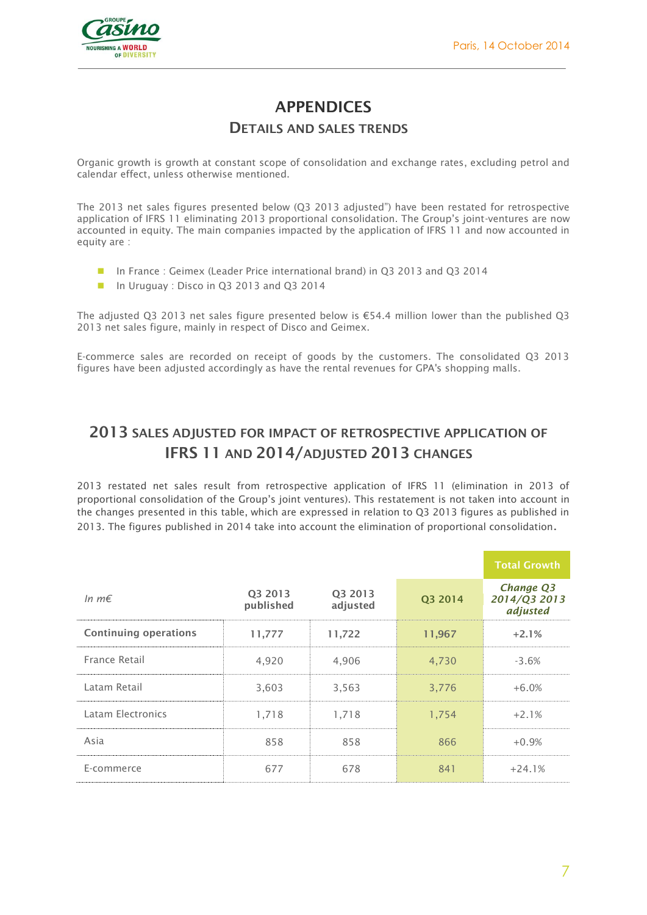# APPENDICES

## DETAILS AND SALES TRENDS

Organic growth is growth at constant scope of consolidation and exchange rates, excluding petrol and calendar effect, unless otherwise mentioned.

The 2013 net sales figures presented below (Q3 2013 adjusted") have been restated for retrospective application of IFRS 11 eliminating 2013 proportional consolidation. The Group's joint-ventures are now accounted in equity. The main companies impacted by the application of IFRS 11 and now accounted in equity are :

- In France : Geimex (Leader Price international brand) in Q3 2013 and Q3 2014
- In Uruguay : Disco in Q3 2013 and Q3 2014

The adjusted Q3 2013 net sales figure presented below is €54.4 million lower than the published Q3 2013 net sales figure, mainly in respect of Disco and Geimex.

E-commerce sales are recorded on receipt of goods by the customers. The consolidated Q3 2013 figures have been adjusted accordingly as have the rental revenues for GPA's shopping malls.

## 2013 SALES ADJUSTED FOR IMPACT OF RETROSPECTIVE APPLICATION OF IFRS 11 AND 2014/ADJUSTED 2013 CHANGES

2013 restated net sales result from retrospective application of IFRS 11 (elimination in 2013 of proportional consolidation of the Group's joint ventures). This restatement is not taken into account in the changes presented in this table, which are expressed in relation to Q3 2013 figures as published in 2013. The figures published in 2014 take into account the elimination of proportional consolidation.

| | | | | Total Growth |
|---|---|---|---|---|
| *In m€* | Q3 2013 published | Q3 2013 adjusted | Q3 2014 | *Change Q3 2014/Q3 2013 adjusted* |
| **Continuing operations** | **11,777** | **11,722** | **11,967** | **+2.1%** |
| France Retail | 4,920 | 4,906 | 4,730 | -3.6% |
| Latam Retail | 3,603 | 3,563 | 3,776 | +6.0% |
| Latam Electronics | 1,718 | 1,718 | 1,754 | +2.1% |
| Asia | 858 | 858 | 866 | +0.9% |
| E-commerce | 677 | 678 | 841 | +24.1% |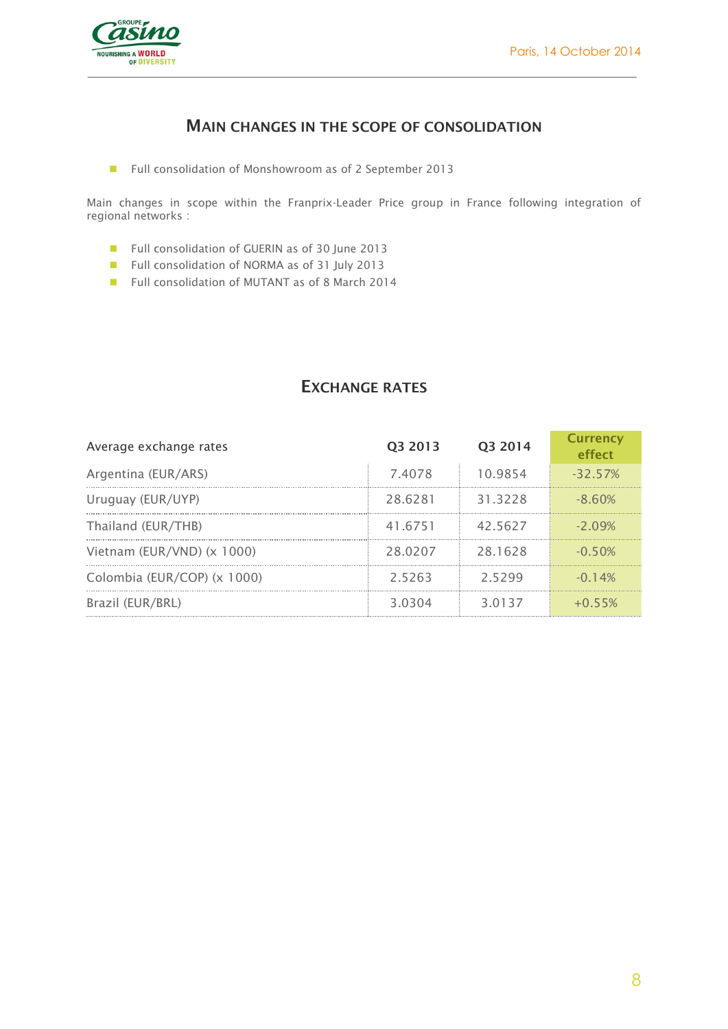## MAIN CHANGES IN THE SCOPE OF CONSOLIDATION

- Full consolidation of Monshowroom as of 2 September 2013

Main changes in scope within the Franprix-Leader Price group in France following integration of regional networks :

- Full consolidation of GUERIN as of 30 June 2013
- Full consolidation of NORMA as of 31 July 2013
- Full consolidation of MUTANT as of 8 March 2014

## EXCHANGE RATES

| Average exchange rates | Q3 2013 | Q3 2014 | Currency effect |
|---|---|---|---|
| Argentina (EUR/ARS) | 7.4078 | 10.9854 | -32.57% |
| Uruguay (EUR/UYP) | 28.6281 | 31.3228 | -8.60% |
| Thailand (EUR/THB) | 41.6751 | 42.5627 | -2.09% |
| Vietnam (EUR/VND) (x 1000) | 28.0207 | 28.1628 | -0.50% |
| Colombia (EUR/COP) (x 1000) | 2.5263 | 2.5299 | -0.14% |
| Brazil (EUR/BRL) | 3.0304 | 3.0137 | +0.55% |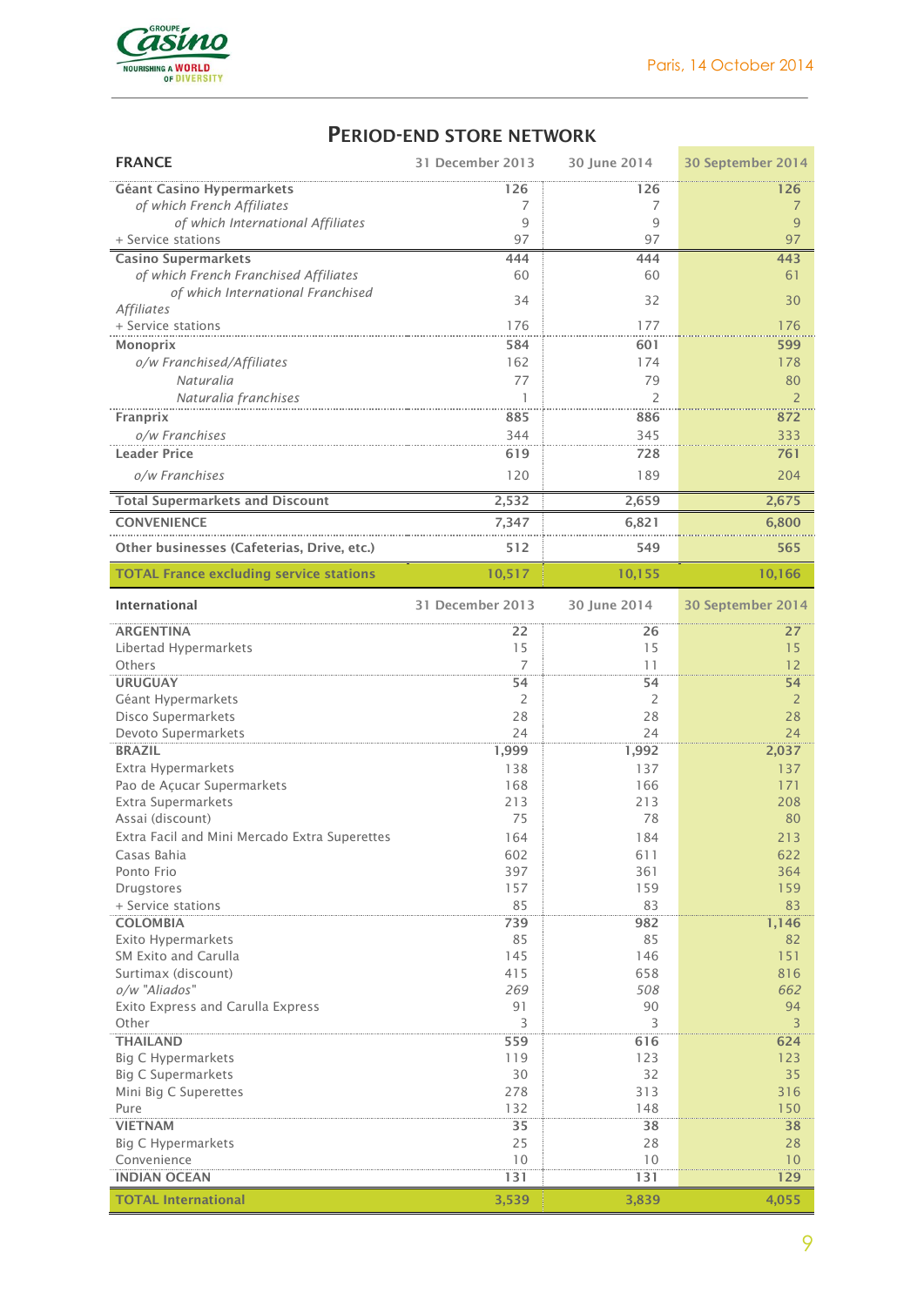Paris, 14 October 2014

## PERIOD-END STORE NETWORK

| FRANCE | 31 December 2013 | 30 June 2014 | 30 September 2014 |
|---|---|---|---|
| **Géant Casino Hypermarkets** | 126 | 126 | 126 |
| *of which French Affiliates* | 7 | 7 | 7 |
| *of which International Affiliates* | 9 | 9 | 9 |
| + Service stations | 97 | 97 | 97 |
| **Casino Supermarkets** | 444 | 444 | 443 |
| *of which French Franchised Affiliates* | 60 | 60 | 61 |
| *of which International Franchised Affiliates* | 34 | 32 | 30 |
| + Service stations | 176 | 177 | 176 |
| **Monoprix** | 584 | 601 | 599 |
| *o/w Franchised/Affiliates* | 162 | 174 | 178 |
| *Naturalia* | 77 | 79 | 80 |
| *Naturalia franchises* | 1 | 2 | 2 |
| **Franprix** | 885 | 886 | 872 |
| *o/w Franchises* | 344 | 345 | 333 |
| **Leader Price** | 619 | 728 | 761 |
| *o/w Franchises* | 120 | 189 | 204 |
| **Total Supermarkets and Discount** | 2,532 | 2,659 | 2,675 |
| **CONVENIENCE** | 7,347 | 6,821 | 6,800 |
| **Other businesses (Cafeterias, Drive, etc.)** | 512 | 549 | 565 |
| **TOTAL France excluding service stations** | 10,517 | 10,155 | 10,166 |

| International | 31 December 2013 | 30 June 2014 | 30 September 2014 |
|---|---|---|---|
| **ARGENTINA** | 22 | 26 | 27 |
| Libertad Hypermarkets | 15 | 15 | 15 |
| Others | 7 | 11 | 12 |
| **URUGUAY** | 54 | 54 | 54 |
| Géant Hypermarkets | 2 | 2 | 2 |
| Disco Supermarkets | 28 | 28 | 28 |
| Devoto Supermarkets | 24 | 24 | 24 |
| **BRAZIL** | 1,999 | 1,992 | 2,037 |
| Extra Hypermarkets | 138 | 137 | 137 |
| Pao de Açucar Supermarkets | 168 | 166 | 171 |
| Extra Supermarkets | 213 | 213 | 208 |
| Assai (discount) | 75 | 78 | 80 |
| Extra Facil and Mini Mercado Extra Superettes | 164 | 184 | 213 |
| Casas Bahia | 602 | 611 | 622 |
| Ponto Frio | 397 | 361 | 364 |
| Drugstores | 157 | 159 | 159 |
| + Service stations | 85 | 83 | 83 |
| **COLOMBIA** | 739 | 982 | 1,146 |
| Exito Hypermarkets | 85 | 85 | 82 |
| SM Exito and Carulla | 145 | 146 | 151 |
| Surtimax (discount) | 415 | 658 | 816 |
| *o/w "Aliados"* | *269* | *508* | *662* |
| Exito Express and Carulla Express | 91 | 90 | 94 |
| Other | 3 | 3 | 3 |
| **THAILAND** | 559 | 616 | 624 |
| Big C Hypermarkets | 119 | 123 | 123 |
| Big C Supermarkets | 30 | 32 | 35 |
| Mini Big C Superettes | 278 | 313 | 316 |
| Pure | 132 | 148 | 150 |
| **VIETNAM** | 35 | 38 | 38 |
| Big C Hypermarkets | 25 | 28 | 28 |
| Convenience | 10 | 10 | 10 |
| **INDIAN OCEAN** | 131 | 131 | 129 |
| **TOTAL International** | 3,539 | 3,839 | 4,055 |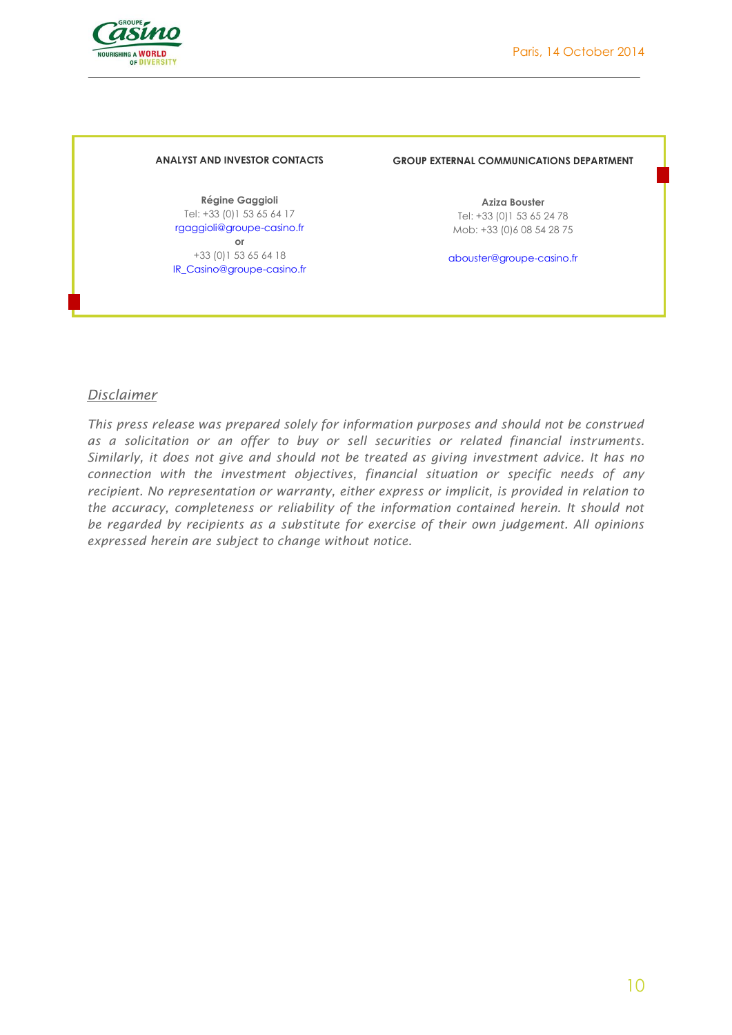Paris, 14 October 2014

**ANALYST AND INVESTOR CONTACTS**

**Régine Gaggioli**
Tel: +33 (0)1 53 65 64 17
rgaggioli@groupe-casino.fr
**or**
+33 (0)1 53 65 64 18
IR_Casino@groupe-casino.fr

**GROUP EXTERNAL COMMUNICATIONS DEPARTMENT**

**Aziza Bouster**
Tel: +33 (0)1 53 65 24 78
Mob: +33 (0)6 08 54 28 75

abouster@groupe-casino.fr

## *Disclaimer*

*This press release was prepared solely for information purposes and should not be construed as a solicitation or an offer to buy or sell securities or related financial instruments. Similarly, it does not give and should not be treated as giving investment advice. It has no connection with the investment objectives, financial situation or specific needs of any recipient. No representation or warranty, either express or implicit, is provided in relation to the accuracy, completeness or reliability of the information contained herein. It should not be regarded by recipients as a substitute for exercise of their own judgement. All opinions expressed herein are subject to change without notice.*